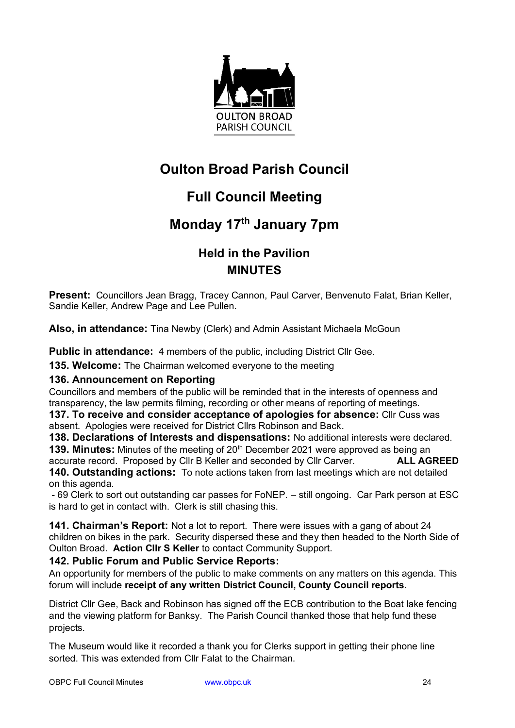# Oulton Broad Parish Council

## Full Council Meeting

## Monday 17th January 7pm

### Held in the Pavilion
### MINUTES

**Present:** Councillors Jean Bragg, Tracey Cannon, Paul Carver, Benvenuto Falat, Brian Keller, Sandie Keller, Andrew Page and Lee Pullen.

**Also, in attendance:** Tina Newby (Clerk) and Admin Assistant Michaela McGoun

**Public in attendance:** 4 members of the public, including District Cllr Gee.

**135. Welcome:** The Chairman welcomed everyone to the meeting

**136. Announcement on Reporting**

Councillors and members of the public will be reminded that in the interests of openness and transparency, the law permits filming, recording or other means of reporting of meetings.

**137. To receive and consider acceptance of apologies for absence:** Cllr Cuss was absent. Apologies were received for District Cllrs Robinson and Back.

**138. Declarations of Interests and dispensations:** No additional interests were declared.

**139. Minutes:** Minutes of the meeting of 20th December 2021 were approved as being an accurate record. Proposed by Cllr B Keller and seconded by Cllr Carver. **ALL AGREED**

**140. Outstanding actions:** To note actions taken from last meetings which are not detailed on this agenda.

- 69 Clerk to sort out outstanding car passes for FoNEP. – still ongoing. Car Park person at ESC is hard to get in contact with. Clerk is still chasing this.

**141. Chairman's Report:** Not a lot to report. There were issues with a gang of about 24 children on bikes in the park. Security dispersed these and they then headed to the North Side of Oulton Broad. **Action Cllr S Keller** to contact Community Support.

**142. Public Forum and Public Service Reports:**

An opportunity for members of the public to make comments on any matters on this agenda. This forum will include **receipt of any written District Council, County Council reports**.

District Cllr Gee, Back and Robinson has signed off the ECB contribution to the Boat lake fencing and the viewing platform for Banksy. The Parish Council thanked those that help fund these projects.

The Museum would like it recorded a thank you for Clerks support in getting their phone line sorted. This was extended from Cllr Falat to the Chairman.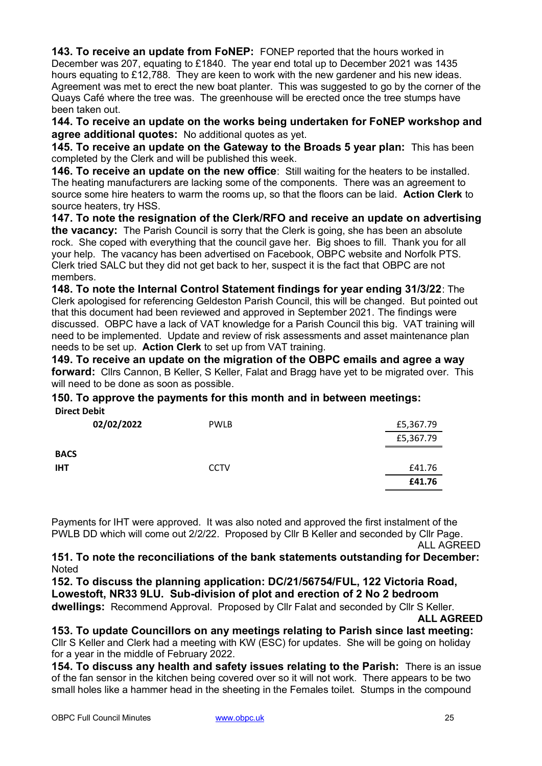**143. To receive an update from FoNEP:** FONEP reported that the hours worked in December was 207, equating to £1840. The year end total up to December 2021 was 1435 hours equating to £12,788. They are keen to work with the new gardener and his new ideas. Agreement was met to erect the new boat planter. This was suggested to go by the corner of the Quays Café where the tree was. The greenhouse will be erected once the tree stumps have been taken out.

**144. To receive an update on the works being undertaken for FoNEP workshop and agree additional quotes:** No additional quotes as yet.

**145. To receive an update on the Gateway to the Broads 5 year plan:** This has been completed by the Clerk and will be published this week.

**146. To receive an update on the new office**: Still waiting for the heaters to be installed. The heating manufacturers are lacking some of the components. There was an agreement to source some hire heaters to warm the rooms up, so that the floors can be laid. **Action Clerk** to source heaters, try HSS.

**147. To note the resignation of the Clerk/RFO and receive an update on advertising the vacancy:** The Parish Council is sorry that the Clerk is going, she has been an absolute rock. She coped with everything that the council gave her. Big shoes to fill. Thank you for all your help. The vacancy has been advertised on Facebook, OBPC website and Norfolk PTS. Clerk tried SALC but they did not get back to her, suspect it is the fact that OBPC are not members.

**148. To note the Internal Control Statement findings for year ending 31/3/22**: The Clerk apologised for referencing Geldeston Parish Council, this will be changed. But pointed out that this document had been reviewed and approved in September 2021. The findings were discussed. OBPC have a lack of VAT knowledge for a Parish Council this big. VAT training will need to be implemented. Update and review of risk assessments and asset maintenance plan needs to be set up. **Action Clerk** to set up from VAT training.

**149. To receive an update on the migration of the OBPC emails and agree a way forward:** Cllrs Cannon, B Keller, S Keller, Falat and Bragg have yet to be migrated over. This will need to be done as soon as possible.

**150. To approve the payments for this month and in between meetings:**

| **Direct Debit** | | |
|---|---|---|
| **02/02/2022** | PWLB | £5,367.79 |
| | | £5,367.79 |
| **BACS** | | |
| **IHT** | CCTV | £41.76 |
| | | **£41.76** |

Payments for IHT were approved. It was also noted and approved the first instalment of the PWLB DD which will come out 2/2/22. Proposed by Cllr B Keller and seconded by Cllr Page.

ALL AGREED

**151. To note the reconciliations of the bank statements outstanding for December:** Noted

**152. To discuss the planning application: DC/21/56754/FUL, 122 Victoria Road, Lowestoft, NR33 9LU. Sub-division of plot and erection of 2 No 2 bedroom dwellings:** Recommend Approval. Proposed by Cllr Falat and seconded by Cllr S Keller.

**ALL AGREED**

**153. To update Councillors on any meetings relating to Parish since last meeting:** Cllr S Keller and Clerk had a meeting with KW (ESC) for updates. She will be going on holiday for a year in the middle of February 2022.

**154. To discuss any health and safety issues relating to the Parish:** There is an issue of the fan sensor in the kitchen being covered over so it will not work. There appears to be two small holes like a hammer head in the sheeting in the Females toilet. Stumps in the compound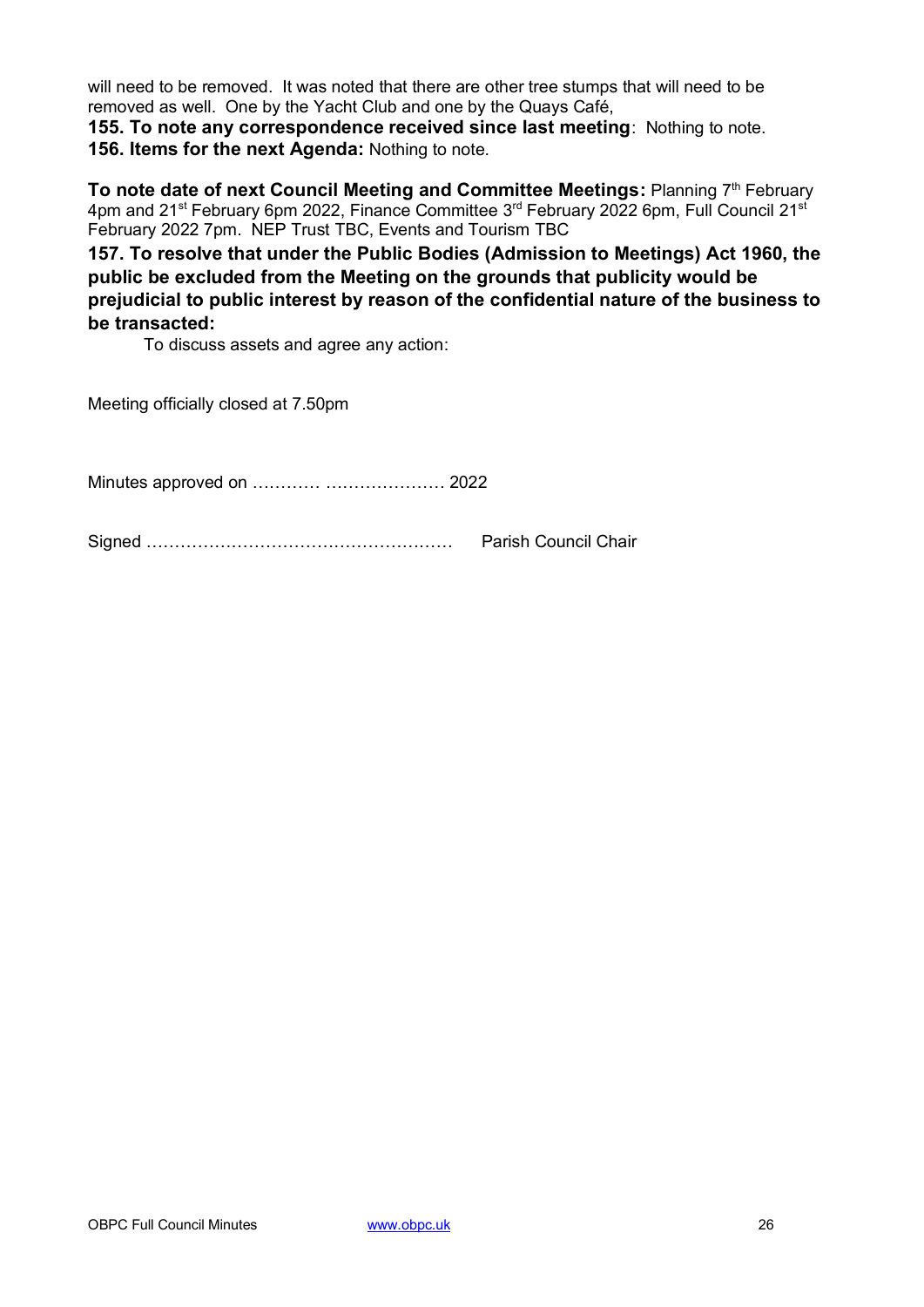will need to be removed. It was noted that there are other tree stumps that will need to be removed as well. One by the Yacht Club and one by the Quays Café,

**155. To note any correspondence received since last meeting**: Nothing to note.

**156. Items for the next Agenda:** Nothing to note.

**To note date of next Council Meeting and Committee Meetings:** Planning 7th February 4pm and 21st February 6pm 2022, Finance Committee 3rd February 2022 6pm, Full Council 21st February 2022 7pm. NEP Trust TBC, Events and Tourism TBC

**157. To resolve that under the Public Bodies (Admission to Meetings) Act 1960, the public be excluded from the Meeting on the grounds that publicity would be prejudicial to public interest by reason of the confidential nature of the business to be transacted:**

To discuss assets and agree any action:

Meeting officially closed at 7.50pm

Minutes approved on ………… ………………… 2022

Signed ……………………………………………… Parish Council Chair